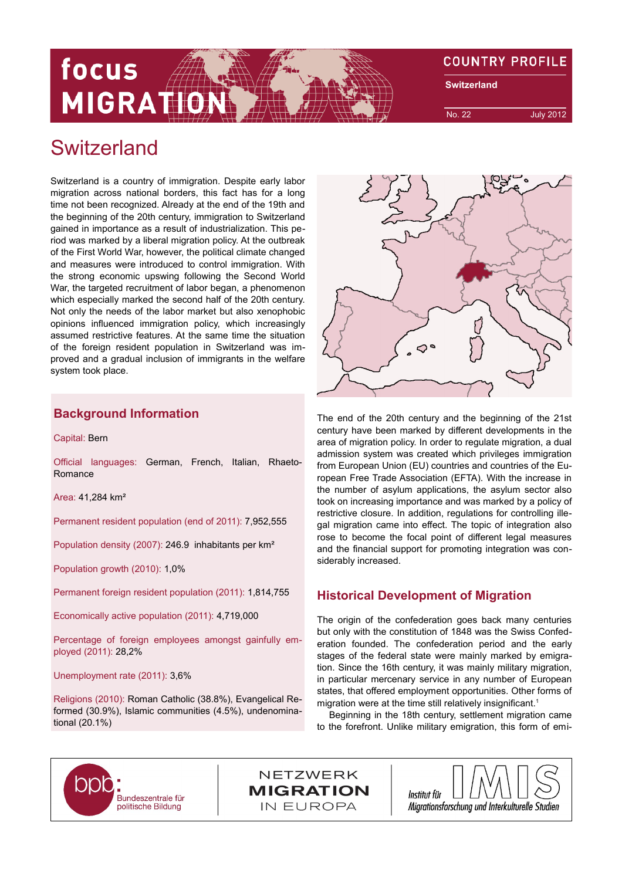# Switzerland

Switzerland is a country of immigration. Despite early labor migration across national borders, this fact has for a long time not been recognized. Already at the end of the 19th and the beginning of the 20th century, immigration to Switzerland gained in importance as a result of industrialization. This period was marked by a liberal migration policy. At the outbreak of the First World War, however, the political climate changed and measures were introduced to control immigration. With the strong economic upswing following the Second World War, the targeted recruitment of labor began, a phenomenon which especially marked the second half of the 20th century. Not only the needs of the labor market but also xenophobic opinions influenced immigration policy, which increasingly assumed restrictive features. At the same time the situation of the foreign resident population in Switzerland was improved and a gradual inclusion of immigrants in the welfare system took place.

The end of the 20th century and the beginning of the 21st century have been marked by different developments in the area of migration policy. In order to regulate migration, a dual admission system was created which privileges immigration from European Union (EU) countries and countries of the European Free Trade Association (EFTA). With the increase in the number of asylum applications, the asylum sector also took on increasing importance and was marked by a policy of restrictive closure. In addition, regulations for controlling illegal migration came into effect. The topic of integration also rose to become the focal point of different legal measures and the financial support for promoting integration was considerably increased.

## Background Information

Capital: Bern

Official languages: German, French, Italian, Rhaeto-Romance

Area: 41,284 km²

Permanent resident population (end of 2011): 7,952,555

Population density (2007): 246.9 inhabitants per km²

Population growth (2010): 1,0%

Permanent foreign resident population (2011): 1,814,755

Economically active population (2011): 4,719,000

Percentage of foreign employees amongst gainfully employed (2011): 28,2%

Unemployment rate (2011): 3,6%

Religions (2010): Roman Catholic (38.8%), Evangelical Reformed (30.9%), Islamic communities (4.5%), undenominational (20.1%)

## Historical Development of Migration

The origin of the confederation goes back many centuries but only with the constitution of 1848 was the Swiss Confederation founded. The confederation period and the early stages of the federal state were mainly marked by emigration. Since the 16th century, it was mainly military migration, in particular mercenary service in any number of European states, that offered employment opportunities. Other forms of migration were at the time still relatively insignificant.[1]

Beginning in the 18th century, settlement migration came to the forefront. Unlike military emigration, this form of emi-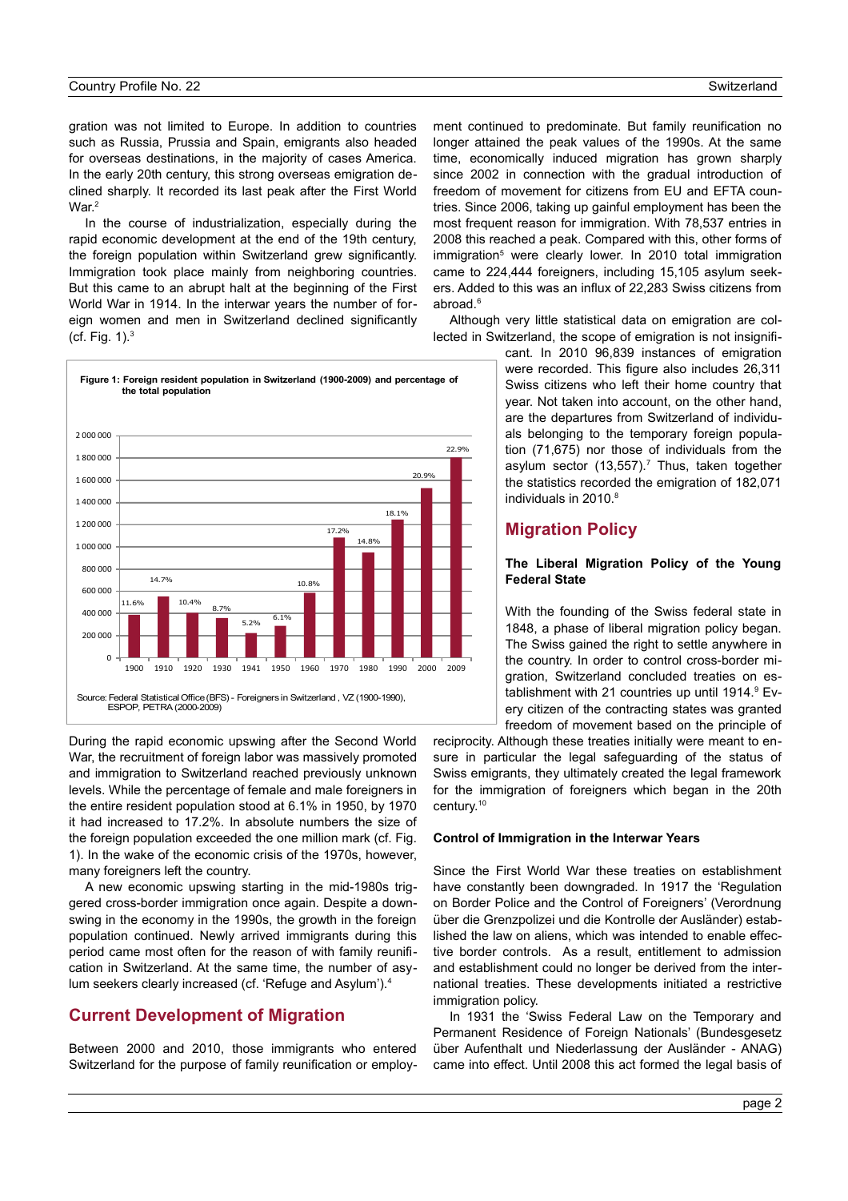gration was not limited to Europe. In addition to countries such as Russia, Prussia and Spain, emigrants also headed for overseas destinations, in the majority of cases America. In the early 20th century, this strong overseas emigration declined sharply. It recorded its last peak after the First World War.[2]

In the course of industrialization, especially during the rapid economic development at the end of the 19th century, the foreign population within Switzerland grew significantly. Immigration took place mainly from neighboring countries. But this came to an abrupt halt at the beginning of the First World War in 1914. In the interwar years the number of foreign women and men in Switzerland declined significantly (cf. Fig. 1).[3]

**Figure 1: Foreign resident population in Switzerland (1900-2009) and percentage of the total population**

2 000 000
1 800 000
1 600 000
1 400 000
1 200 000
1 000 000
800 000
600 000
400 000
200 000
0

1900 1910 1920 1930 1941 1950 1960 1970 1980 1990 2000 2009

11.6% 14.7% 10.4% 8.7% 5.2% 6.1% 10.8% 17.2% 14.8% 18.1% 20.9% 22.9%

Source: Federal Statistical Office (BFS) - Foreigners in Switzerland , VZ (1900-1990), ESPOP, PETRA (2000-2009)

During the rapid economic upswing after the Second World War, the recruitment of foreign labor was massively promoted and immigration to Switzerland reached previously unknown levels. While the percentage of female and male foreigners in the entire resident population stood at 6.1% in 1950, by 1970 it had increased to 17.2%. In absolute numbers the size of the foreign population exceeded the one million mark (cf. Fig. 1). In the wake of the economic crisis of the 1970s, however, many foreigners left the country.

A new economic upswing starting in the mid-1980s triggered cross-border immigration once again. Despite a downswing in the economy in the 1990s, the growth in the foreign population continued. Newly arrived immigrants during this period came most often for the reason of with family reunification in Switzerland. At the same time, the number of asylum seekers clearly increased (cf. 'Refuge and Asylum').[4]

## Current Development of Migration

Between 2000 and 2010, those immigrants who entered Switzerland for the purpose of family reunification or employment continued to predominate. But family reunification no longer attained the peak values of the 1990s. At the same time, economically induced migration has grown sharply since 2002 in connection with the gradual introduction of freedom of movement for citizens from EU and EFTA countries. Since 2006, taking up gainful employment has been the most frequent reason for immigration. With 78,537 entries in 2008 this reached a peak. Compared with this, other forms of immigration[5] were clearly lower. In 2010 total immigration came to 224,444 foreigners, including 15,105 asylum seekers. Added to this was an influx of 22,283 Swiss citizens from abroad.[6]

Although very little statistical data on emigration are collected in Switzerland, the scope of emigration is not insignificant. In 2010 96,839 instances of emigration were recorded. This figure also includes 26,311 Swiss citizens who left their home country that year. Not taken into account, on the other hand, are the departures from Switzerland of individuals belonging to the temporary foreign population (71,675) nor those of individuals from the asylum sector (13,557).[7] Thus, taken together the statistics recorded the emigration of 182,071 individuals in 2010.[8]

## Migration Policy

### The Liberal Migration Policy of the Young Federal State

With the founding of the Swiss federal state in 1848, a phase of liberal migration policy began. The Swiss gained the right to settle anywhere in the country. In order to control cross-border migration, Switzerland concluded treaties on establishment with 21 countries up until 1914.[9] Every citizen of the contracting states was granted freedom of movement based on the principle of reciprocity. Although these treaties initially were meant to ensure in particular the legal safeguarding of the status of Swiss emigrants, they ultimately created the legal framework for the immigration of foreigners which began in the 20th century.[10]

### Control of Immigration in the Interwar Years

Since the First World War these treaties on establishment have constantly been downgraded. In 1917 the 'Regulation on Border Police and the Control of Foreigners' (Verordnung über die Grenzpolizei und die Kontrolle der Ausländer) established the law on aliens, which was intended to enable effective border controls. As a result, entitlement to admission and establishment could no longer be derived from the international treaties. These developments initiated a restrictive immigration policy.

In 1931 the 'Swiss Federal Law on the Temporary and Permanent Residence of Foreign Nationals' (Bundesgesetz über Aufenthalt und Niederlassung der Ausländer - ANAG) came into effect. Until 2008 this act formed the legal basis of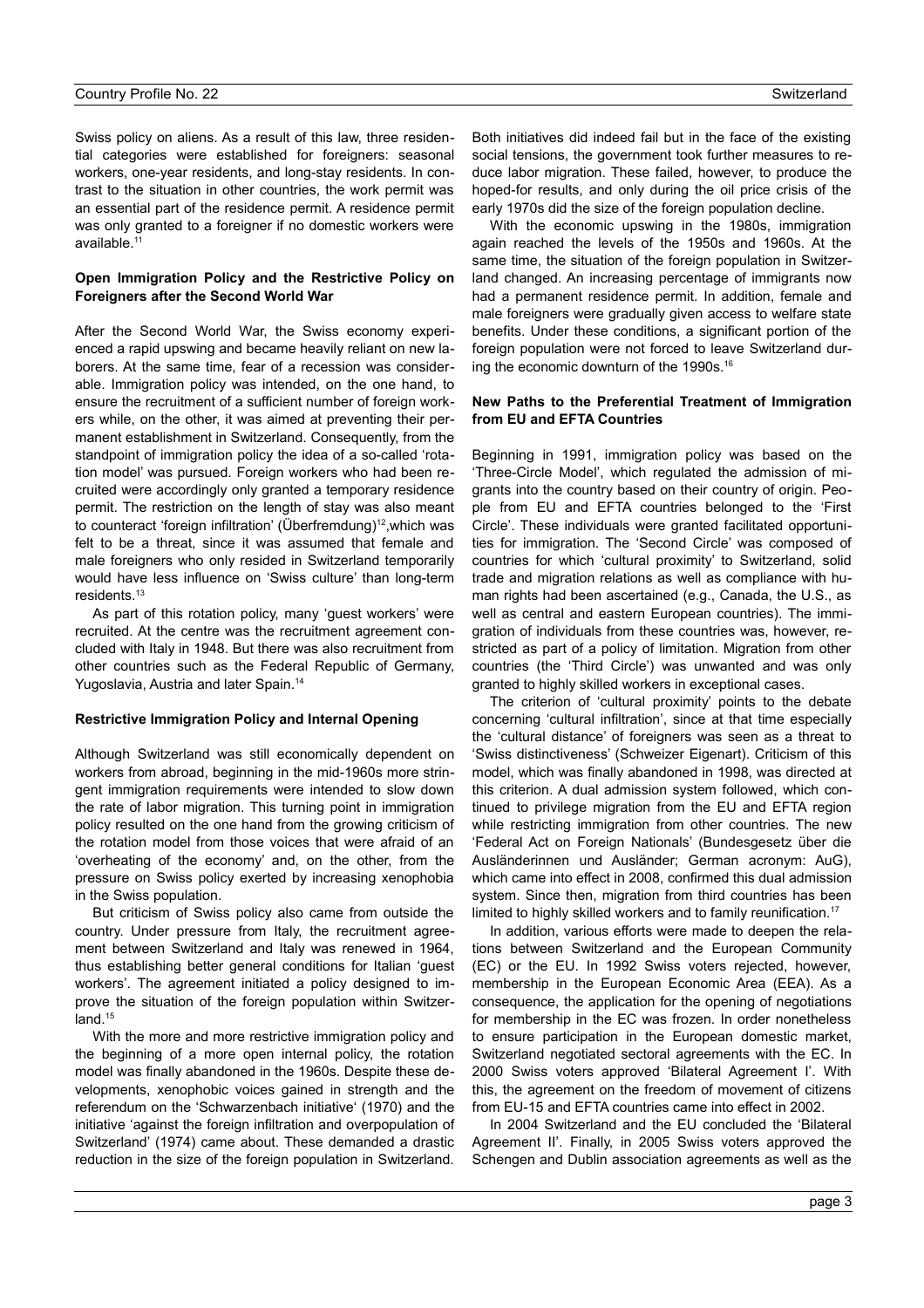Swiss policy on aliens. As a result of this law, three residential categories were established for foreigners: seasonal workers, one-year residents, and long-stay residents. In contrast to the situation in other countries, the work permit was an essential part of the residence permit. A residence permit was only granted to a foreigner if no domestic workers were available.[11]

### Open Immigration Policy and the Restrictive Policy on Foreigners after the Second World War

After the Second World War, the Swiss economy experienced a rapid upswing and became heavily reliant on new laborers. At the same time, fear of a recession was considerable. Immigration policy was intended, on the one hand, to ensure the recruitment of a sufficient number of foreign workers while, on the other, it was aimed at preventing their permanent establishment in Switzerland. Consequently, from the standpoint of immigration policy the idea of a so-called 'rotation model' was pursued. Foreign workers who had been recruited were accordingly only granted a temporary residence permit. The restriction on the length of stay was also meant to counteract 'foreign infiltration' (Überfremdung)[12],which was felt to be a threat, since it was assumed that female and male foreigners who only resided in Switzerland temporarily would have less influence on 'Swiss culture' than long-term residents.[13]

As part of this rotation policy, many 'guest workers' were recruited. At the centre was the recruitment agreement concluded with Italy in 1948. But there was also recruitment from other countries such as the Federal Republic of Germany, Yugoslavia, Austria and later Spain.[14]

### Restrictive Immigration Policy and Internal Opening

Although Switzerland was still economically dependent on workers from abroad, beginning in the mid-1960s more stringent immigration requirements were intended to slow down the rate of labor migration. This turning point in immigration policy resulted on the one hand from the growing criticism of the rotation model from those voices that were afraid of an 'overheating of the economy' and, on the other, from the pressure on Swiss policy exerted by increasing xenophobia in the Swiss population.

But criticism of Swiss policy also came from outside the country. Under pressure from Italy, the recruitment agreement between Switzerland and Italy was renewed in 1964, thus establishing better general conditions for Italian 'guest workers'. The agreement initiated a policy designed to improve the situation of the foreign population within Switzerland.[15]

With the more and more restrictive immigration policy and the beginning of a more open internal policy, the rotation model was finally abandoned in the 1960s. Despite these developments, xenophobic voices gained in strength and the referendum on the 'Schwarzenbach initiative' (1970) and the initiative 'against the foreign infiltration and overpopulation of Switzerland' (1974) came about. These demanded a drastic reduction in the size of the foreign population in Switzerland. Both initiatives did indeed fail but in the face of the existing social tensions, the government took further measures to reduce labor migration. These failed, however, to produce the hoped-for results, and only during the oil price crisis of the early 1970s did the size of the foreign population decline.

With the economic upswing in the 1980s, immigration again reached the levels of the 1950s and 1960s. At the same time, the situation of the foreign population in Switzerland changed. An increasing percentage of immigrants now had a permanent residence permit. In addition, female and male foreigners were gradually given access to welfare state benefits. Under these conditions, a significant portion of the foreign population were not forced to leave Switzerland during the economic downturn of the 1990s.[16]

### New Paths to the Preferential Treatment of Immigration from EU and EFTA Countries

Beginning in 1991, immigration policy was based on the 'Three-Circle Model', which regulated the admission of migrants into the country based on their country of origin. People from EU and EFTA countries belonged to the 'First Circle'. These individuals were granted facilitated opportunities for immigration. The 'Second Circle' was composed of countries for which 'cultural proximity' to Switzerland, solid trade and migration relations as well as compliance with human rights had been ascertained (e.g., Canada, the U.S., as well as central and eastern European countries). The immigration of individuals from these countries was, however, restricted as part of a policy of limitation. Migration from other countries (the 'Third Circle') was unwanted and was only granted to highly skilled workers in exceptional cases.

The criterion of 'cultural proximity' points to the debate concerning 'cultural infiltration', since at that time especially the 'cultural distance' of foreigners was seen as a threat to 'Swiss distinctiveness' (Schweizer Eigenart). Criticism of this model, which was finally abandoned in 1998, was directed at this criterion. A dual admission system followed, which continued to privilege migration from the EU and EFTA region while restricting immigration from other countries. The new 'Federal Act on Foreign Nationals' (Bundesgesetz über die Ausländerinnen und Ausländer; German acronym: AuG), which came into effect in 2008, confirmed this dual admission system. Since then, migration from third countries has been limited to highly skilled workers and to family reunification.[17]

In addition, various efforts were made to deepen the relations between Switzerland and the European Community (EC) or the EU. In 1992 Swiss voters rejected, however, membership in the European Economic Area (EEA). As a consequence, the application for the opening of negotiations for membership in the EC was frozen. In order nonetheless to ensure participation in the European domestic market, Switzerland negotiated sectoral agreements with the EC. In 2000 Swiss voters approved 'Bilateral Agreement I'. With this, the agreement on the freedom of movement of citizens from EU-15 and EFTA countries came into effect in 2002.

In 2004 Switzerland and the EU concluded the 'Bilateral Agreement II'. Finally, in 2005 Swiss voters approved the Schengen and Dublin association agreements as well as the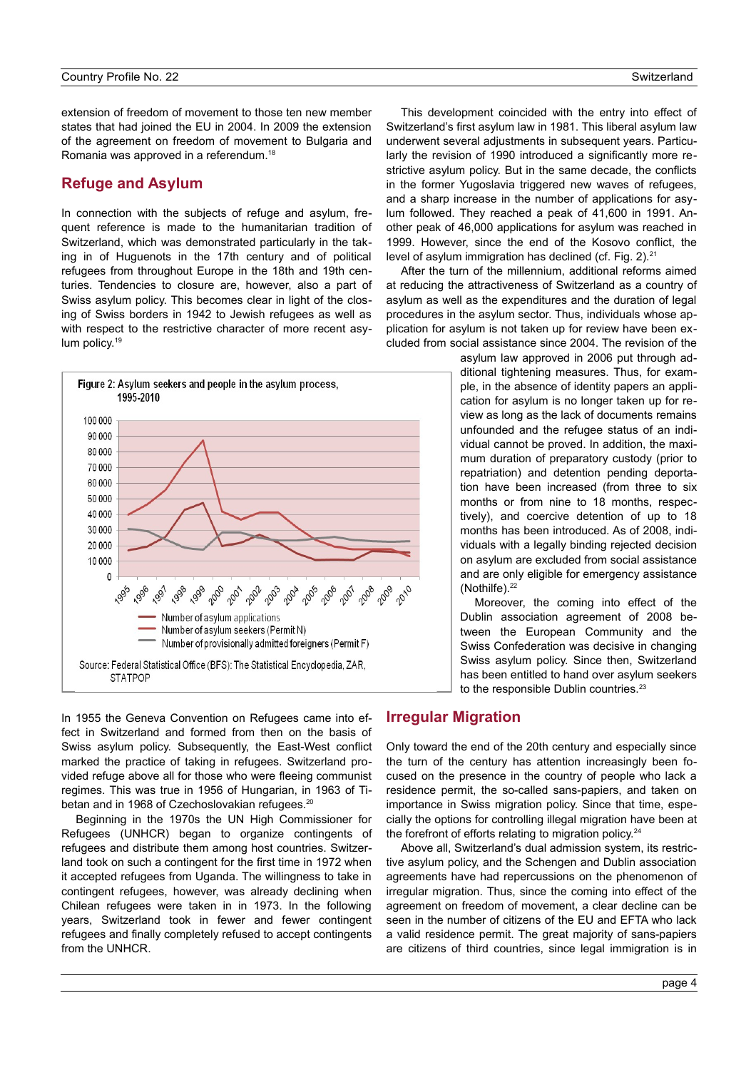extension of freedom of movement to those ten new member states that had joined the EU in 2004. In 2009 the extension of the agreement on freedom of movement to Bulgaria and Romania was approved in a referendum.[18]

## Refuge and Asylum

In connection with the subjects of refuge and asylum, frequent reference is made to the humanitarian tradition of Switzerland, which was demonstrated particularly in the taking in of Huguenots in the 17th century and of political refugees from throughout Europe in the 18th and 19th centuries. Tendencies to closure are, however, also a part of Swiss asylum policy. This becomes clear in light of the closing of Swiss borders in 1942 to Jewish refugees as well as with respect to the restrictive character of more recent asylum policy.[19]

Figure 2: Asylum seekers and people in the asylum process, 1995-2010

100 000
90 000
80 000
70 000
60 000
50 000
40 000
30 000
20 000
10 000
0

1995 1996 1997 1998 1999 2000 2001 2002 2003 2004 2005 2006 2007 2008 2009 2010

Number of asylum applications
Number of asylum seekers (Permit N)
Number of provisionally admitted foreigners (Permit F)

Source: Federal Statistical Office (BFS): The Statistical Encyclopedia, ZAR, STATPOP

In 1955 the Geneva Convention on Refugees came into effect in Switzerland and formed from then on the basis of Swiss asylum policy. Subsequently, the East-West conflict marked the practice of taking in refugees. Switzerland provided refuge above all for those who were fleeing communist regimes. This was true in 1956 of Hungarian, in 1963 of Tibetan and in 1968 of Czechoslovakian refugees.[20]

Beginning in the 1970s the UN High Commissioner for Refugees (UNHCR) began to organize contingents of refugees and distribute them among host countries. Switzerland took on such a contingent for the first time in 1972 when it accepted refugees from Uganda. The willingness to take in contingent refugees, however, was already declining when Chilean refugees were taken in in 1973. In the following years, Switzerland took in fewer and fewer contingent refugees and finally completely refused to accept contingents from the UNHCR.

This development coincided with the entry into effect of Switzerland's first asylum law in 1981. This liberal asylum law underwent several adjustments in subsequent years. Particularly the revision of 1990 introduced a significantly more restrictive asylum policy. But in the same decade, the conflicts in the former Yugoslavia triggered new waves of refugees, and a sharp increase in the number of applications for asylum followed. They reached a peak of 41,600 in 1991. Another peak of 46,000 applications for asylum was reached in 1999. However, since the end of the Kosovo conflict, the level of asylum immigration has declined (cf. Fig. 2).[21]

After the turn of the millennium, additional reforms aimed at reducing the attractiveness of Switzerland as a country of asylum as well as the expenditures and the duration of legal procedures in the asylum sector. Thus, individuals whose application for asylum is not taken up for review have been excluded from social assistance since 2004. The revision of the asylum law approved in 2006 put through additional tightening measures. Thus, for example, in the absence of identity papers an application for asylum is no longer taken up for review as long as the lack of documents remains unfounded and the refugee status of an individual cannot be proved. In addition, the maximum duration of preparatory custody (prior to repatriation) and detention pending deportation have been increased (from three to six months or from nine to 18 months, respectively), and coercive detention of up to 18 months has been introduced. As of 2008, individuals with a legally binding rejected decision on asylum are excluded from social assistance and are only eligible for emergency assistance (Nothilfe).[22]

Moreover, the coming into effect of the Dublin association agreement of 2008 between the European Community and the Swiss Confederation was decisive in changing Swiss asylum policy. Since then, Switzerland has been entitled to hand over asylum seekers to the responsible Dublin countries.[23]

## Irregular Migration

Only toward the end of the 20th century and especially since the turn of the century has attention increasingly been focused on the presence in the country of people who lack a residence permit, the so-called sans-papiers, and taken on importance in Swiss migration policy. Since that time, especially the options for controlling illegal migration have been at the forefront of efforts relating to migration policy.[24]

Above all, Switzerland's dual admission system, its restrictive asylum policy, and the Schengen and Dublin association agreements have had repercussions on the phenomenon of irregular migration. Thus, since the coming into effect of the agreement on freedom of movement, a clear decline can be seen in the number of citizens of the EU and EFTA who lack a valid residence permit. The great majority of sans-papiers are citizens of third countries, since legal immigration is in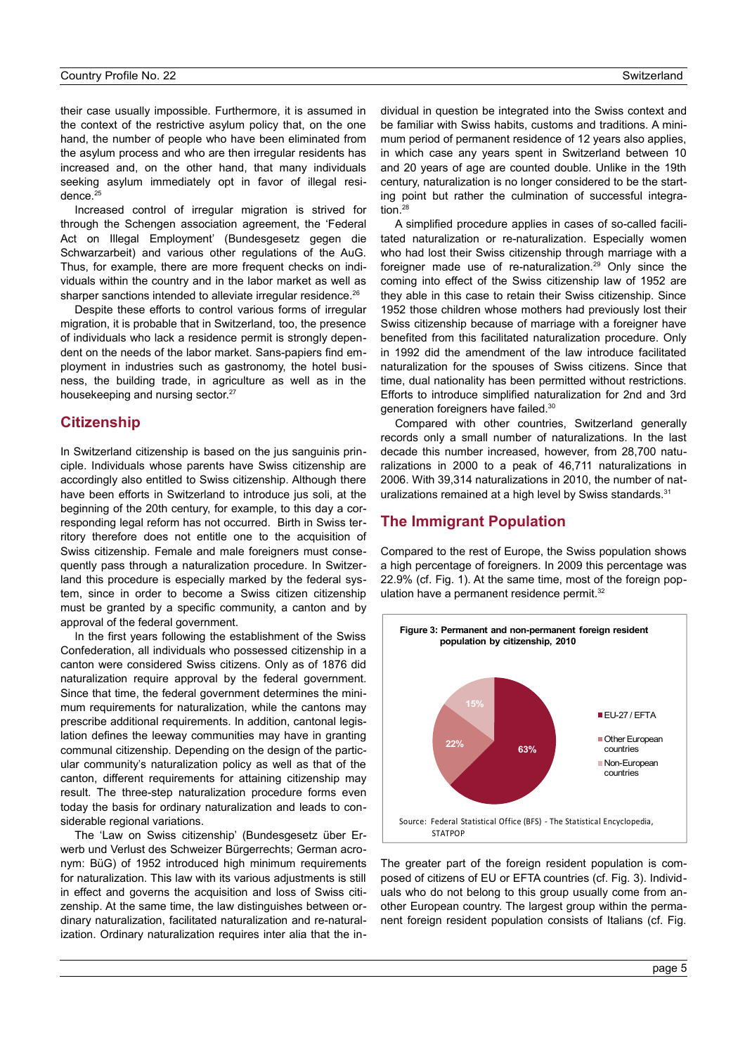their case usually impossible. Furthermore, it is assumed in the context of the restrictive asylum policy that, on the one hand, the number of people who have been eliminated from the asylum process and who are then irregular residents has increased and, on the other hand, that many individuals seeking asylum immediately opt in favor of illegal residence.[25]

Increased control of irregular migration is strived for through the Schengen association agreement, the 'Federal Act on Illegal Employment' (Bundesgesetz gegen die Schwarzarbeit) and various other regulations of the AuG. Thus, for example, there are more frequent checks on individuals within the country and in the labor market as well as sharper sanctions intended to alleviate irregular residence.[26]

Despite these efforts to control various forms of irregular migration, it is probable that in Switzerland, too, the presence of individuals who lack a residence permit is strongly dependent on the needs of the labor market. Sans-papiers find employment in industries such as gastronomy, the hotel business, the building trade, in agriculture as well as in the housekeeping and nursing sector.[27]

## Citizenship

In Switzerland citizenship is based on the jus sanguinis principle. Individuals whose parents have Swiss citizenship are accordingly also entitled to Swiss citizenship. Although there have been efforts in Switzerland to introduce jus soli, at the beginning of the 20th century, for example, to this day a corresponding legal reform has not occurred. Birth in Swiss territory therefore does not entitle one to the acquisition of Swiss citizenship. Female and male foreigners must consequently pass through a naturalization procedure. In Switzerland this procedure is especially marked by the federal system, since in order to become a Swiss citizen citizenship must be granted by a specific community, a canton and by approval of the federal government.

In the first years following the establishment of the Swiss Confederation, all individuals who possessed citizenship in a canton were considered Swiss citizens. Only as of 1876 did naturalization require approval by the federal government. Since that time, the federal government determines the minimum requirements for naturalization, while the cantons may prescribe additional requirements. In addition, cantonal legislation defines the leeway communities may have in granting communal citizenship. Depending on the design of the particular community's naturalization policy as well as that of the canton, different requirements for attaining citizenship may result. The three-step naturalization procedure forms even today the basis for ordinary naturalization and leads to considerable regional variations.

The 'Law on Swiss citizenship' (Bundesgesetz über Erwerb und Verlust des Schweizer Bürgerrechts; German acronym: BüG) of 1952 introduced high minimum requirements for naturalization. This law with its various adjustments is still in effect and governs the acquisition and loss of Swiss citizenship. At the same time, the law distinguishes between ordinary naturalization, facilitated naturalization and re-naturalization. Ordinary naturalization requires inter alia that the individual in question be integrated into the Swiss context and be familiar with Swiss habits, customs and traditions. A minimum period of permanent residence of 12 years also applies, in which case any years spent in Switzerland between 10 and 20 years of age are counted double. Unlike in the 19th century, naturalization is no longer considered to be the starting point but rather the culmination of successful integration.[28]

A simplified procedure applies in cases of so-called facilitated naturalization or re-naturalization. Especially women who had lost their Swiss citizenship through marriage with a foreigner made use of re-naturalization.[29] Only since the coming into effect of the Swiss citizenship law of 1952 are they able in this case to retain their Swiss citizenship. Since 1952 those children whose mothers had previously lost their Swiss citizenship because of marriage with a foreigner have benefited from this facilitated naturalization procedure. Only in 1992 did the amendment of the law introduce facilitated naturalization for the spouses of Swiss citizens. Since that time, dual nationality has been permitted without restrictions. Efforts to introduce simplified naturalization for 2nd and 3rd generation foreigners have failed.[30]

Compared with other countries, Switzerland generally records only a small number of naturalizations. In the last decade this number increased, however, from 28,700 naturalizations in 2000 to a peak of 46,711 naturalizations in 2006. With 39,314 naturalizations in 2010, the number of naturalizations remained at a high level by Swiss standards.[31]

## The Immigrant Population

Compared to the rest of Europe, the Swiss population shows a high percentage of foreigners. In 2009 this percentage was 22.9% (cf. Fig. 1). At the same time, most of the foreign population have a permanent residence permit.[32]

**Figure 3: Permanent and non-permanent foreign resident population by citizenship, 2010**

63%
22%
15%
EU-27 / EFTA
Other European countries
Non-European countries

Source: Federal Statistical Office (BFS) - The Statistical Encyclopedia, STATPOP

The greater part of the foreign resident population is composed of citizens of EU or EFTA countries (cf. Fig. 3). Individuals who do not belong to this group usually come from another European country. The largest group within the permanent foreign resident population consists of Italians (cf. Fig.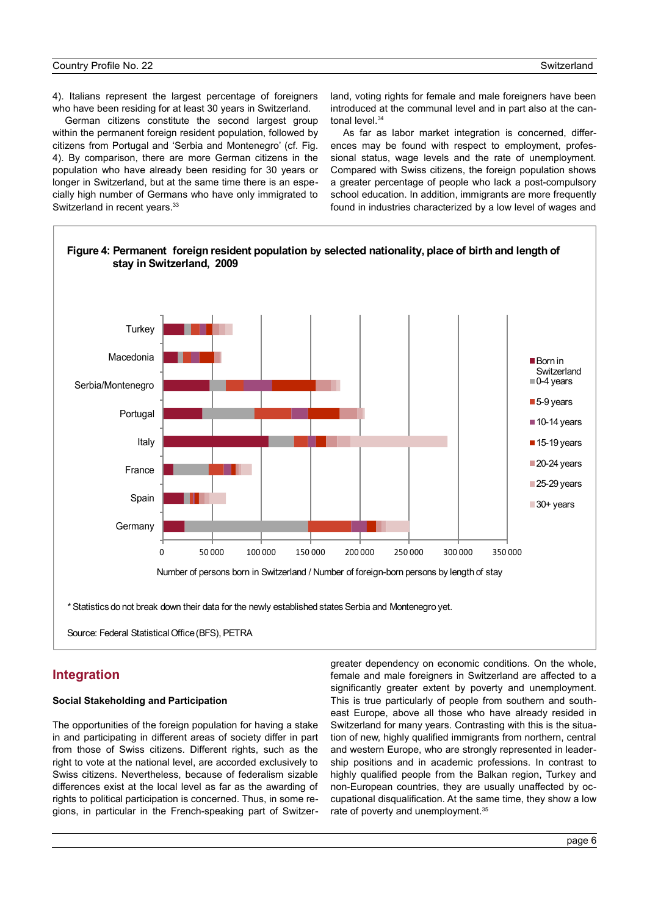4). Italians represent the largest percentage of foreigners who have been residing for at least 30 years in Switzerland.

German citizens constitute the second largest group within the permanent foreign resident population, followed by citizens from Portugal and 'Serbia and Montenegro' (cf. Fig. 4). By comparison, there are more German citizens in the population who have already been residing for 30 years or longer in Switzerland, but at the same time there is an especially high number of Germans who have only immigrated to Switzerland in recent years.[33]

land, voting rights for female and male foreigners have been introduced at the communal level and in part also at the cantonal level.[34]

As far as labor market integration is concerned, differences may be found with respect to employment, professional status, wage levels and the rate of unemployment. Compared with Swiss citizens, the foreign population shows a greater percentage of people who lack a post-compulsory school education. In addition, immigrants are more frequently found in industries characterized by a low level of wages and greater dependency on economic conditions. On the whole, female and male foreigners in Switzerland are affected to a significantly greater extent by poverty and unemployment. This is true particularly of people from southern and southeast Europe, above all those who have already resided in Switzerland for many years. Contrasting with this is the situation of new, highly qualified immigrants from northern, central and western Europe, who are strongly represented in leadership positions and in academic professions. In contrast to highly qualified people from the Balkan region, Turkey and non-European countries, they are usually unaffected by occupational disqualification. At the same time, they show a low rate of poverty and unemployment.[35]

**Figure 4: Permanent foreign resident population by selected nationality, place of birth and length of stay in Switzerland, 2009**

Turkey
Macedonia
Serbia/Montenegro
Portugal
Italy
France
Spain
Germany

0
50 000
100 000
150 000
200 000
250 000
300 000
350 000

Number of persons born in Switzerland / Number of foreign-born persons by length of stay

Born in Switzerland
0-4 years
5-9 years
10-14 years
15-19 years
20-24 years
25-29 years
30+ years

* Statistics do not break down their data for the newly established states Serbia and Montenegro yet.

Source: Federal Statistical Office (BFS), PETRA

## Integration

### Social Stakeholding and Participation

The opportunities of the foreign population for having a stake in and participating in different areas of society differ in part from those of Swiss citizens. Different rights, such as the right to vote at the national level, are accorded exclusively to Swiss citizens. Nevertheless, because of federalism sizable differences exist at the local level as far as the awarding of rights to political participation is concerned. Thus, in some regions, in particular in the French-speaking part of Switzer-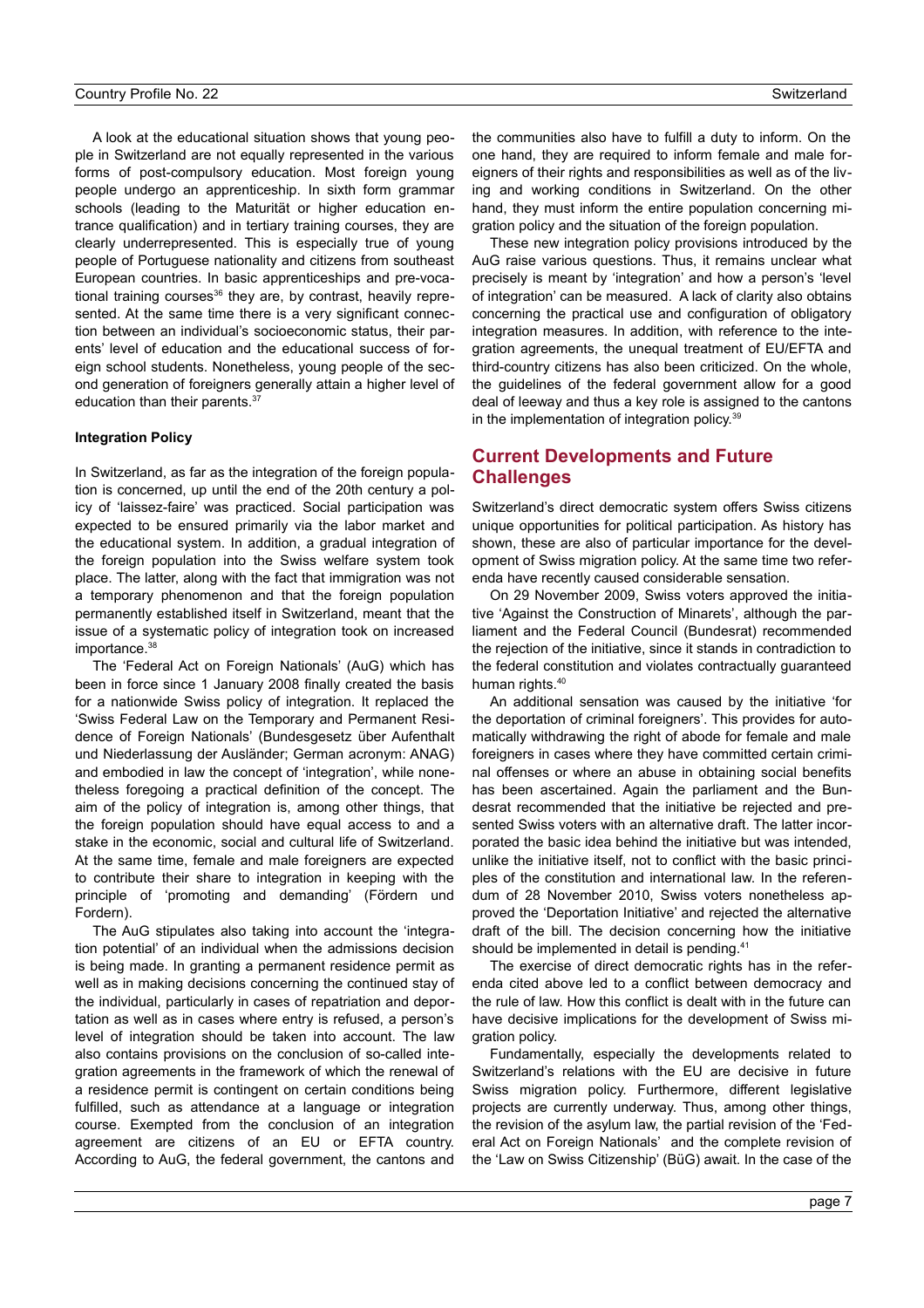A look at the educational situation shows that young people in Switzerland are not equally represented in the various forms of post-compulsory education. Most foreign young people undergo an apprenticeship. In sixth form grammar schools (leading to the Maturität or higher education entrance qualification) and in tertiary training courses, they are clearly underrepresented. This is especially true of young people of Portuguese nationality and citizens from southeast European countries. In basic apprenticeships and pre-vocational training courses[36] they are, by contrast, heavily represented. At the same time there is a very significant connection between an individual's socioeconomic status, their parents' level of education and the educational success of foreign school students. Nonetheless, young people of the second generation of foreigners generally attain a higher level of education than their parents.[37]

#### Integration Policy

In Switzerland, as far as the integration of the foreign population is concerned, up until the end of the 20th century a policy of 'laissez-faire' was practiced. Social participation was expected to be ensured primarily via the labor market and the educational system. In addition, a gradual integration of the foreign population into the Swiss welfare system took place. The latter, along with the fact that immigration was not a temporary phenomenon and that the foreign population permanently established itself in Switzerland, meant that the issue of a systematic policy of integration took on increased importance.[38]

The 'Federal Act on Foreign Nationals' (AuG) which has been in force since 1 January 2008 finally created the basis for a nationwide Swiss policy of integration. It replaced the 'Swiss Federal Law on the Temporary and Permanent Residence of Foreign Nationals' (Bundesgesetz über Aufenthalt und Niederlassung der Ausländer; German acronym: ANAG) and embodied in law the concept of 'integration', while nonetheless foregoing a practical definition of the concept. The aim of the policy of integration is, among other things, that the foreign population should have equal access to and a stake in the economic, social and cultural life of Switzerland. At the same time, female and male foreigners are expected to contribute their share to integration in keeping with the principle of 'promoting and demanding' (Fördern und Fordern).

The AuG stipulates also taking into account the 'integration potential' of an individual when the admissions decision is being made. In granting a permanent residence permit as well as in making decisions concerning the continued stay of the individual, particularly in cases of repatriation and deportation as well as in cases where entry is refused, a person's level of integration should be taken into account. The law also contains provisions on the conclusion of so-called integration agreements in the framework of which the renewal of a residence permit is contingent on certain conditions being fulfilled, such as attendance at a language or integration course. Exempted from the conclusion of an integration agreement are citizens of an EU or EFTA country. According to AuG, the federal government, the cantons and the communities also have to fulfill a duty to inform. On the one hand, they are required to inform female and male foreigners of their rights and responsibilities as well as of the living and working conditions in Switzerland. On the other hand, they must inform the entire population concerning migration policy and the situation of the foreign population.

These new integration policy provisions introduced by the AuG raise various questions. Thus, it remains unclear what precisely is meant by 'integration' and how a person's 'level of integration' can be measured. A lack of clarity also obtains concerning the practical use and configuration of obligatory integration measures. In addition, with reference to the integration agreements, the unequal treatment of EU/EFTA and third-country citizens has also been criticized. On the whole, the guidelines of the federal government allow for a good deal of leeway and thus a key role is assigned to the cantons in the implementation of integration policy.[39]

## Current Developments and Future Challenges

Switzerland's direct democratic system offers Swiss citizens unique opportunities for political participation. As history has shown, these are also of particular importance for the development of Swiss migration policy. At the same time two referenda have recently caused considerable sensation.

On 29 November 2009, Swiss voters approved the initiative 'Against the Construction of Minarets', although the parliament and the Federal Council (Bundesrat) recommended the rejection of the initiative, since it stands in contradiction to the federal constitution and violates contractually guaranteed human rights.[40]

An additional sensation was caused by the initiative 'for the deportation of criminal foreigners'. This provides for automatically withdrawing the right of abode for female and male foreigners in cases where they have committed certain criminal offenses or where an abuse in obtaining social benefits has been ascertained. Again the parliament and the Bundesrat recommended that the initiative be rejected and presented Swiss voters with an alternative draft. The latter incorporated the basic idea behind the initiative but was intended, unlike the initiative itself, not to conflict with the basic principles of the constitution and international law. In the referendum of 28 November 2010, Swiss voters nonetheless approved the 'Deportation Initiative' and rejected the alternative draft of the bill. The decision concerning how the initiative should be implemented in detail is pending.[41]

The exercise of direct democratic rights has in the referenda cited above led to a conflict between democracy and the rule of law. How this conflict is dealt with in the future can have decisive implications for the development of Swiss migration policy.

Fundamentally, especially the developments related to Switzerland's relations with the EU are decisive in future Swiss migration policy. Furthermore, different legislative projects are currently underway. Thus, among other things, the revision of the asylum law, the partial revision of the 'Federal Act on Foreign Nationals' and the complete revision of the 'Law on Swiss Citizenship' (BüG) await. In the case of the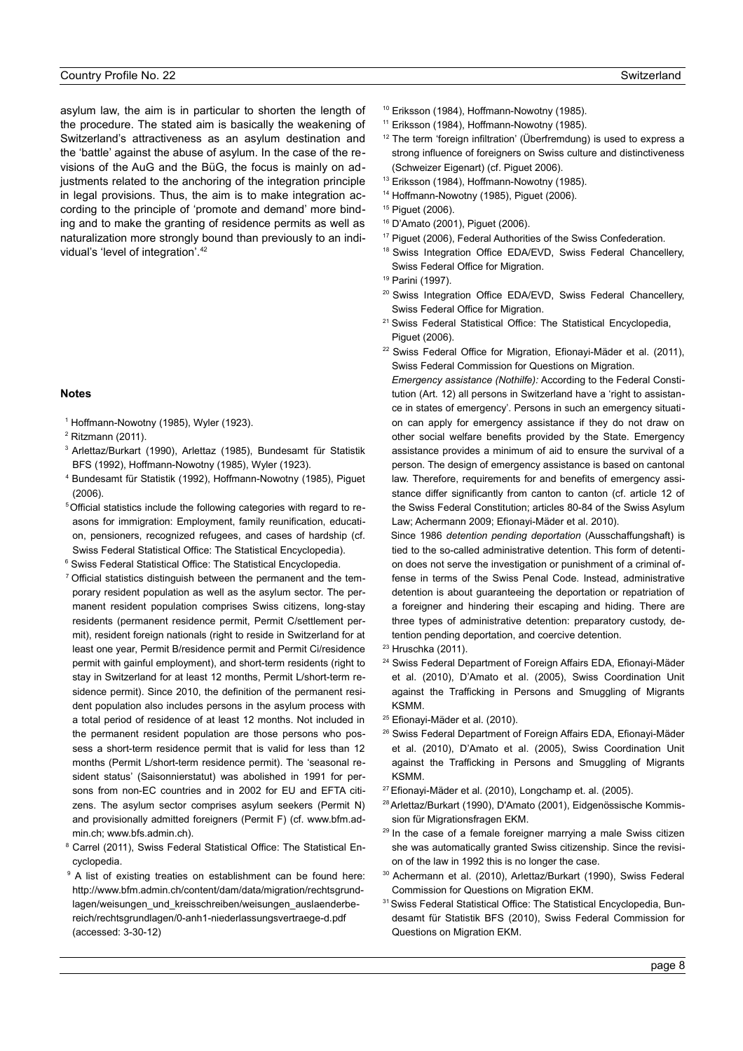asylum law, the aim is in particular to shorten the length of the procedure. The stated aim is basically the weakening of Switzerland's attractiveness as an asylum destination and the 'battle' against the abuse of asylum. In the case of the revisions of the AuG and the BüG, the focus is mainly on adjustments related to the anchoring of the integration principle in legal provisions. Thus, the aim is to make integration according to the principle of 'promote and demand' more binding and to make the granting of residence permits as well as naturalization more strongly bound than previously to an individual's 'level of integration'.[42]

## Notes

[1] Hoffmann-Nowotny (1985), Wyler (1923).

[2] Ritzmann (2011).

[3] Arlettaz/Burkart (1990), Arlettaz (1985), Bundesamt für Statistik BFS (1992), Hoffmann-Nowotny (1985), Wyler (1923).

[4] Bundesamt für Statistik (1992), Hoffmann-Nowotny (1985), Piguet (2006).

[5] Official statistics include the following categories with regard to reasons for immigration: Employment, family reunification, education, pensioners, recognized refugees, and cases of hardship (cf. Swiss Federal Statistical Office: The Statistical Encyclopedia).

[6] Swiss Federal Statistical Office: The Statistical Encyclopedia.

[7] Official statistics distinguish between the permanent and the temporary resident population as well as the asylum sector. The permanent resident population comprises Swiss citizens, long-stay residents (permanent residence permit, Permit C/settlement permit), resident foreign nationals (right to reside in Switzerland for at least one year, Permit B/residence permit and Permit Ci/residence permit with gainful employment), and short-term residents (right to stay in Switzerland for at least 12 months, Permit L/short-term residence permit). Since 2010, the definition of the permanent resident population also includes persons in the asylum process with a total period of residence of at least 12 months. Not included in the permanent resident population are those persons who possess a short-term residence permit that is valid for less than 12 months (Permit L/short-term residence permit). The 'seasonal resident status' (Saisonnierstatut) was abolished in 1991 for persons from non-EC countries and in 2002 for EU and EFTA citizens. The asylum sector comprises asylum seekers (Permit N) and provisionally admitted foreigners (Permit F) (cf. www.bfm.admin.ch; www.bfs.admin.ch).

[8] Carrel (2011), Swiss Federal Statistical Office: The Statistical Encyclopedia.

[9] A list of existing treaties on establishment can be found here: http://www.bfm.admin.ch/content/dam/data/migration/rechtsgrundlagen/weisungen_und_kreisschreiben/weisungen_auslaenderbereich/rechtsgrundlagen/0-anh1-niederlassungsvertraege-d.pdf (accessed: 3-30-12)

[10] Eriksson (1984), Hoffmann-Nowotny (1985).

[11] Eriksson (1984), Hoffmann-Nowotny (1985).

[12] The term 'foreign infiltration' (Überfremdung) is used to express a strong influence of foreigners on Swiss culture and distinctiveness (Schweizer Eigenart) (cf. Piguet 2006).

[13] Eriksson (1984), Hoffmann-Nowotny (1985).

[14] Hoffmann-Nowotny (1985), Piguet (2006).

[15] Piguet (2006).

[16] D'Amato (2001), Piguet (2006).

[17] Piguet (2006), Federal Authorities of the Swiss Confederation.

[18] Swiss Integration Office EDA/EVD, Swiss Federal Chancellery, Swiss Federal Office for Migration.

[19] Parini (1997).

[20] Swiss Integration Office EDA/EVD, Swiss Federal Chancellery, Swiss Federal Office for Migration.

[21] Swiss Federal Statistical Office: The Statistical Encyclopedia, Piguet (2006).

[22] Swiss Federal Office for Migration, Efionayi-Mäder et al. (2011), Swiss Federal Commission for Questions on Migration.

*Emergency assistance (Nothilfe):* According to the Federal Constitution (Art. 12) all persons in Switzerland have a 'right to assistance in states of emergency'. Persons in such an emergency situation can apply for emergency assistance if they do not draw on other social welfare benefits provided by the State. Emergency assistance provides a minimum of aid to ensure the survival of a person. The design of emergency assistance is based on cantonal law. Therefore, requirements for and benefits of emergency assistance differ significantly from canton to canton (cf. article 12 of the Swiss Federal Constitution; articles 80-84 of the Swiss Asylum Law; Achermann 2009; Efionayi-Mäder et al. 2010).

Since 1986 *detention pending deportation* (Ausschaffungshaft) is tied to the so-called administrative detention. This form of detention does not serve the investigation or punishment of a criminal offense in terms of the Swiss Penal Code. Instead, administrative detention is about guaranteeing the deportation or repatriation of a foreigner and hindering their escaping and hiding. There are three types of administrative detention: preparatory custody, detention pending deportation, and coercive detention.

[23] Hruschka (2011).

[24] Swiss Federal Department of Foreign Affairs EDA, Efionayi-Mäder et al. (2010), D'Amato et al. (2005), Swiss Coordination Unit against the Trafficking in Persons and Smuggling of Migrants KSMM.

[25] Efionayi-Mäder et al. (2010).

[26] Swiss Federal Department of Foreign Affairs EDA, Efionayi-Mäder et al. (2010), D'Amato et al. (2005), Swiss Coordination Unit against the Trafficking in Persons and Smuggling of Migrants KSMM.

[27] Efionayi-Mäder et al. (2010), Longchamp et. al. (2005).

[28] Arlettaz/Burkart (1990), D'Amato (2001), Eidgenössische Kommission für Migrationsfragen EKM.

[29] In the case of a female foreigner marrying a male Swiss citizen she was automatically granted Swiss citizenship. Since the revision of the law in 1992 this is no longer the case.

[30] Achermann et al. (2010), Arlettaz/Burkart (1990), Swiss Federal Commission for Questions on Migration EKM.

[31] Swiss Federal Statistical Office: The Statistical Encyclopedia, Bundesamt für Statistik BFS (2010), Swiss Federal Commission for Questions on Migration EKM.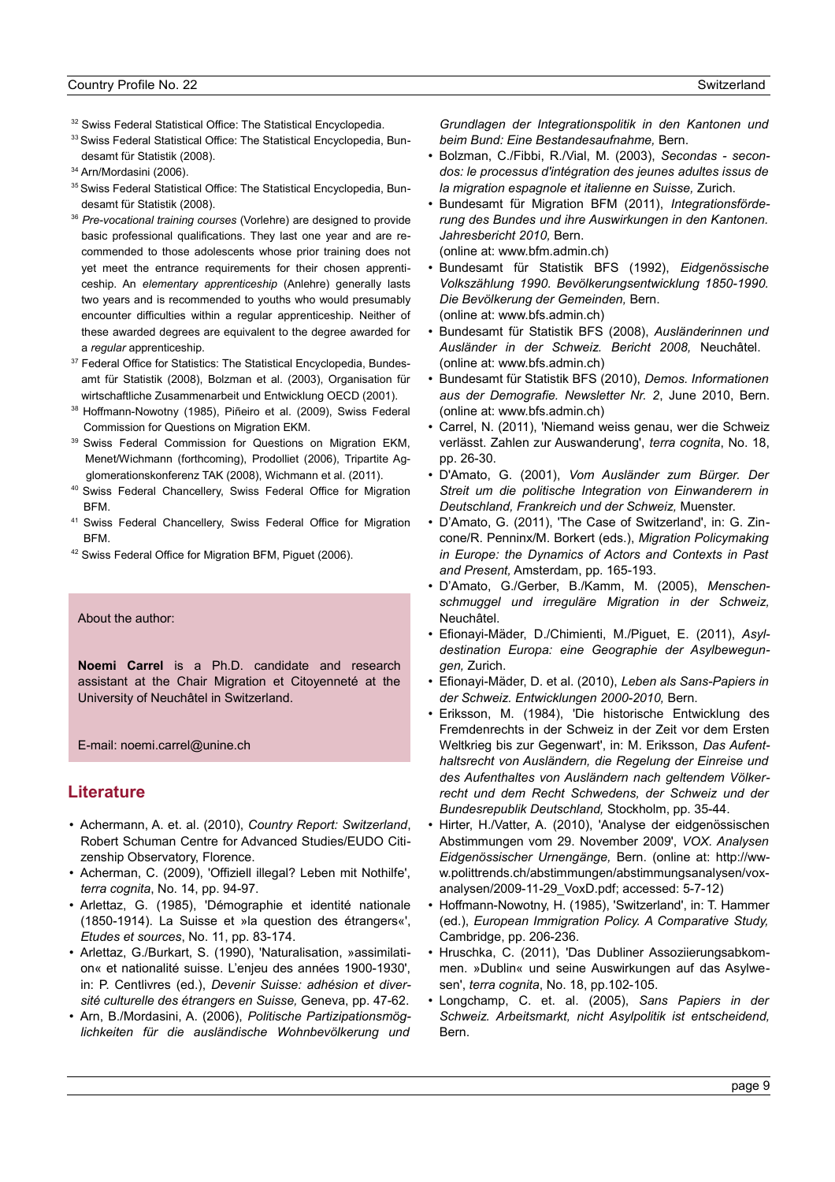[32] Swiss Federal Statistical Office: The Statistical Encyclopedia.

[33] Swiss Federal Statistical Office: The Statistical Encyclopedia, Bundesamt für Statistik (2008).

[34] Arn/Mordasini (2006).

[35] Swiss Federal Statistical Office: The Statistical Encyclopedia, Bundesamt für Statistik (2008).

[36] *Pre-vocational training courses* (Vorlehre) are designed to provide basic professional qualifications. They last one year and are recommended to those adolescents whose prior training does not yet meet the entrance requirements for their chosen apprenticeship. An *elementary apprenticeship* (Anlehre) generally lasts two years and is recommended to youths who would presumably encounter difficulties within a regular apprenticeship. Neither of these awarded degrees are equivalent to the degree awarded for a *regular* apprenticeship.

[37] Federal Office for Statistics: The Statistical Encyclopedia, Bundesamt für Statistik (2008), Bolzman et al. (2003), Organisation für wirtschaftliche Zusammenarbeit und Entwicklung OECD (2001).

[38] Hoffmann-Nowotny (1985), Piñeiro et al. (2009), Swiss Federal Commission for Questions on Migration EKM.

[39] Swiss Federal Commission for Questions on Migration EKM, Menet/Wichmann (forthcoming), Prodolliet (2006), Tripartite Agglomerationskonferenz TAK (2008), Wichmann et al. (2011).

[40] Swiss Federal Chancellery, Swiss Federal Office for Migration BFM.

[41] Swiss Federal Chancellery, Swiss Federal Office for Migration BFM.

[42] Swiss Federal Office for Migration BFM, Piguet (2006).

About the author:

**Noemi Carrel** is a Ph.D. candidate and research assistant at the Chair Migration et Citoyenneté at the University of Neuchâtel in Switzerland.

E-mail: noemi.carrel@unine.ch

## Literature

- Achermann, A. et. al. (2010), *Country Report: Switzerland*, Robert Schuman Centre for Advanced Studies/EUDO Citizenship Observatory, Florence.
- Acherman, C. (2009), 'Offiziell illegal? Leben mit Nothilfe', *terra cognita*, No. 14, pp. 94-97.
- Arlettaz, G. (1985), 'Démographie et identité nationale (1850-1914). La Suisse et »la question des étrangers«', *Etudes et sources*, No. 11, pp. 83-174.
- Arlettaz, G./Burkart, S. (1990), 'Naturalisation, »assimilation« et nationalité suisse. L'enjeu des années 1900-1930', in: P. Centlivres (ed.), *Devenir Suisse: adhésion et diversité culturelle des étrangers en Suisse,* Geneva, pp. 47-62.
- Arn, B./Mordasini, A. (2006), *Politische Partizipationsmöglichkeiten für die ausländische Wohnbevölkerung und Grundlagen der Integrationspolitik in den Kantonen und beim Bund: Eine Bestandesaufnahme,* Bern.
- Bolzman, C./Fibbi, R./Vial, M. (2003), *Secondas - secondos: le processus d'intégration des jeunes adultes issus de la migration espagnole et italienne en Suisse,* Zurich.
- Bundesamt für Migration BFM (2011), *Integrationsförderung des Bundes und ihre Auswirkungen in den Kantonen. Jahresbericht 2010*, Bern. (online at: www.bfm.admin.ch)
- Bundesamt für Statistik BFS (1992), *Eidgenössische Volkszählung 1990. Bevölkerungsentwicklung 1850-1990. Die Bevölkerung der Gemeinden,* Bern. (online at: www.bfs.admin.ch)
- Bundesamt für Statistik BFS (2008), *Ausländerinnen und Ausländer in der Schweiz. Bericht 2008,* Neuchâtel. (online at: www.bfs.admin.ch)
- Bundesamt für Statistik BFS (2010), *Demos. Informationen aus der Demografie. Newsletter Nr. 2*, June 2010, Bern. (online at: www.bfs.admin.ch)
- Carrel, N. (2011), 'Niemand weiss genau, wer die Schweiz verlässt. Zahlen zur Auswanderung', *terra cognita*, No. 18, pp. 26-30.
- D'Amato, G. (2001), *Vom Ausländer zum Bürger. Der Streit um die politische Integration von Einwanderern in Deutschland, Frankreich und der Schweiz,* Muenster.
- D'Amato, G. (2011), 'The Case of Switzerland', in: G. Zincone/R. Penninx/M. Borkert (eds.), *Migration Policymaking in Europe: the Dynamics of Actors and Contexts in Past and Present,* Amsterdam, pp. 165-193.
- D'Amato, G./Gerber, B./Kamm, M. (2005), *Menschenschmuggel und irreguläre Migration in der Schweiz,* Neuchâtel.
- Efionayi-Mäder, D./Chimienti, M./Piguet, E. (2011), *Asyldestination Europa: eine Geographie der Asylbewegungen,* Zurich.
- Efionayi-Mäder, D. et al. (2010), *Leben als Sans-Papiers in der Schweiz. Entwicklungen 2000-2010,* Bern.
- Eriksson, M. (1984), 'Die historische Entwicklung des Fremdenrechts in der Schweiz in der Zeit vor dem Ersten Weltkrieg bis zur Gegenwart', in: M. Eriksson, *Das Aufenthaltsrecht von Ausländern, die Regelung der Einreise und des Aufenthaltes von Ausländern nach geltendem Völkerrecht und dem Recht Schwedens, der Schweiz und der Bundesrepublik Deutschland,* Stockholm, pp. 35-44.
- Hirter, H./Vatter, A. (2010), 'Analyse der eidgenössischen Abstimmungen vom 29. November 2009', *VOX. Analysen Eidgenössischer Urnengänge,* Bern. (online at: http://www.polittrends.ch/abstimmungen/abstimmungsanalysen/vox-analysen/2009-11-29_VoxD.pdf; accessed: 5-7-12)
- Hoffmann-Nowotny, H. (1985), 'Switzerland', in: T. Hammer (ed.), *European Immigration Policy. A Comparative Study,* Cambridge, pp. 206-236.
- Hruschka, C. (2011), 'Das Dubliner Assoziierungsabkommen. »Dublin« und seine Auswirkungen auf das Asylwesen', *terra cognita*, No. 18, pp.102-105.
- Longchamp, C. et. al. (2005), *Sans Papiers in der Schweiz. Arbeitsmarkt, nicht Asylpolitik ist entscheidend,* Bern.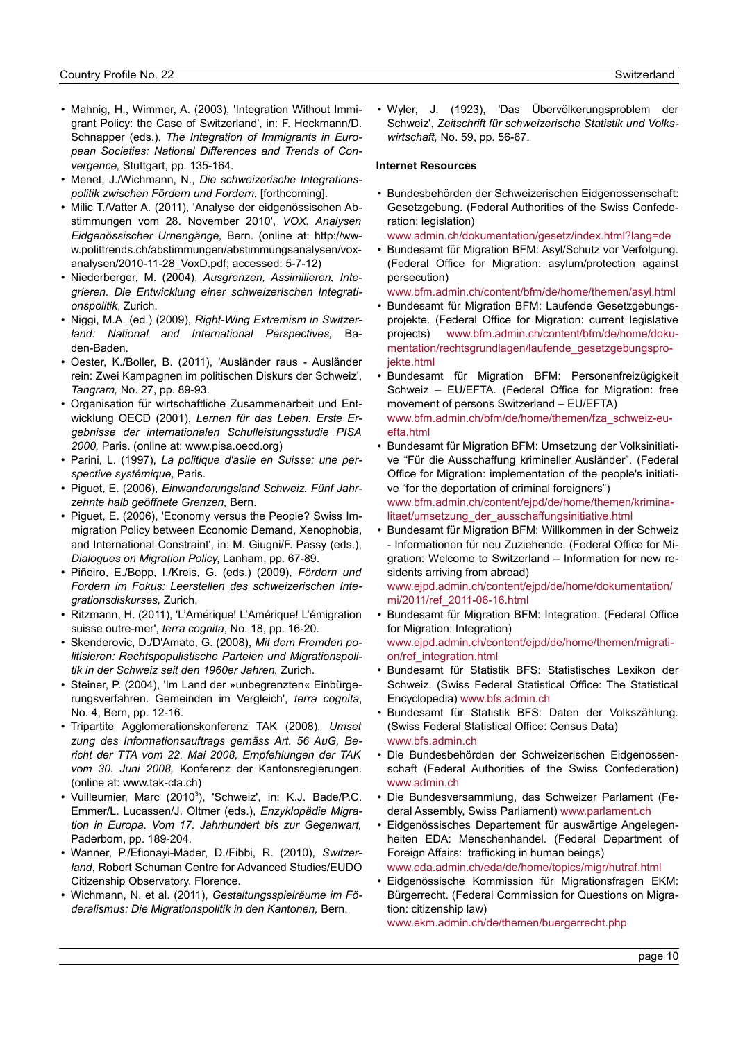- Mahnig, H., Wimmer, A. (2003), 'Integration Without Immigrant Policy: the Case of Switzerland', in: F. Heckmann/D. Schnapper (eds.), *The Integration of Immigrants in European Societies: National Differences and Trends of Convergence,* Stuttgart, pp. 135-164.
- Menet, J./Wichmann, N., *Die schweizerische Integrationspolitik zwischen Fördern und Fordern,* [forthcoming].
- Milic T./Vatter A. (2011), 'Analyse der eidgenössischen Abstimmungen vom 28. November 2010', *VOX. Analysen Eidgenössischer Urnengänge,* Bern. (online at: http://www.polittrends.ch/abstimmungen/abstimmungsanalysen/vox-analysen/2010-11-28_VoxD.pdf; accessed: 5-7-12)
- Niederberger, M. (2004), *Ausgrenzen, Assimilieren, Integrieren. Die Entwicklung einer schweizerischen Integrationspolitik*, Zurich.
- Niggi, M.A. (ed.) (2009), *Right-Wing Extremism in Switzerland: National and International Perspectives,* Baden-Baden.
- Oester, K./Boller, B. (2011), 'Ausländer raus - Ausländer rein: Zwei Kampagnen im politischen Diskurs der Schweiz', *Tangram,* No. 27, pp. 89-93.
- Organisation für wirtschaftliche Zusammenarbeit und Entwicklung OECD (2001), *Lernen für das Leben. Erste Ergebnisse der internationalen Schulleistungsstudie PISA 2000,* Paris. (online at: www.pisa.oecd.org)
- Parini, L. (1997), *La politique d'asile en Suisse: une perspective systémique,* Paris.
- Piguet, E. (2006), *Einwanderungsland Schweiz. Fünf Jahrzehnte halb geöffnete Grenzen,* Bern.
- Piguet, E. (2006), 'Economy versus the People? Swiss Immigration Policy between Economic Demand, Xenophobia, and International Constraint', in: M. Giugni/F. Passy (eds.), *Dialogues on Migration Policy*, Lanham, pp. 67-89.
- Piñeiro, E./Bopp, I./Kreis, G. (eds.) (2009), *Fördern und Fordern im Fokus: Leerstellen des schweizerischen Integrationsdiskurses,* Zurich.
- Ritzmann, H. (2011), 'L'Amérique! L'Amérique! L'émigration suisse outre-mer', *terra cognita*, No. 18, pp. 16-20.
- Skenderovic, D./D'Amato, G. (2008), *Mit dem Fremden politisieren: Rechtspopulistische Parteien und Migrationspolitik in der Schweiz seit den 1960er Jahren,* Zurich.
- Steiner, P. (2004), 'Im Land der »unbegrenzten« Einbürgerungsverfahren. Gemeinden im Vergleich', *terra cognita*, No. 4, Bern, pp. 12-16.
- Tripartite Agglomerationskonferenz TAK (2008), *Umsetzung des Informationsauftrags gemäss Art. 56 AuG, Bericht der TTA vom 22. Mai 2008, Empfehlungen der TAK vom 30. Juni 2008,* Konferenz der Kantonsregierungen. (online at: www.tak-cta.ch)
- Vuilleumier, Marc (2010[3]), 'Schweiz', in: K.J. Bade/P.C. Emmer/L. Lucassen/J. Oltmer (eds.), *Enzyklopädie Migration in Europa. Vom 17. Jahrhundert bis zur Gegenwart,* Paderborn, pp. 189-204.
- Wanner, P./Efionayi-Mäder, D./Fibbi, R. (2010), *Switzerland*, Robert Schuman Centre for Advanced Studies/EUDO Citizenship Observatory, Florence.
- Wichmann, N. et al. (2011), *Gestaltungsspielräume im Föderalismus: Die Migrationspolitik in den Kantonen,* Bern.
- Wyler, J. (1923), 'Das Übervölkerungsproblem der Schweiz', *Zeitschrift für schweizerische Statistik und Volkswirtschaft,* No. 59, pp. 56-67.

**Internet Resources**

- Bundesbehörden der Schweizerischen Eidgenossenschaft: Gesetzgebung. (Federal Authorities of the Swiss Confederation: legislation)
  www.admin.ch/dokumentation/gesetz/index.html?lang=de
- Bundesamt für Migration BFM: Asyl/Schutz vor Verfolgung. (Federal Office for Migration: asylum/protection against persecution)
  www.bfm.admin.ch/content/bfm/de/home/themen/asyl.html
- Bundesamt für Migration BFM: Laufende Gesetzgebungsprojekte. (Federal Office for Migration: current legislative projects) www.bfm.admin.ch/content/bfm/de/home/dokumentation/rechtsgrundlagen/laufende_gesetzgebungsprojekte.html
- Bundesamt für Migration BFM: Personenfreizügigkeit Schweiz – EU/EFTA. (Federal Office for Migration: free movement of persons Switzerland – EU/EFTA)
  www.bfm.admin.ch/bfm/de/home/themen/fza_schweiz-eu-efta.html
- Bundesamt für Migration BFM: Umsetzung der Volksinitiative "Für die Ausschaffung krimineller Ausländer". (Federal Office for Migration: implementation of the people's initiative "for the deportation of criminal foreigners")
  www.bfm.admin.ch/content/ejpd/de/home/themen/kriminalitaet/umsetzung_der_ausschaffungsinitiative.html
- Bundesamt für Migration BFM: Willkommen in der Schweiz - Informationen für neu Zuziehende. (Federal Office for Migration: Welcome to Switzerland – Information for new residents arriving from abroad)
  www.ejpd.admin.ch/content/ejpd/de/home/dokumentation/mi/2011/ref_2011-06-16.html
- Bundesamt für Migration BFM: Integration. (Federal Office for Migration: Integration)
  www.ejpd.admin.ch/content/ejpd/de/home/themen/migration/ref_integration.html
- Bundesamt für Statistik BFS: Statistisches Lexikon der Schweiz. (Swiss Federal Statistical Office: The Statistical Encyclopedia) www.bfs.admin.ch
- Bundesamt für Statistik BFS: Daten der Volkszählung. (Swiss Federal Statistical Office: Census Data)
  www.bfs.admin.ch
- Die Bundesbehörden der Schweizerischen Eidgenossenschaft (Federal Authorities of the Swiss Confederation) www.admin.ch
- Die Bundesversammlung, das Schweizer Parlament (Federal Assembly, Swiss Parliament) www.parlament.ch
- Eidgenössisches Departement für auswärtige Angelegenheiten EDA: Menschenhandel. (Federal Department of Foreign Affairs: trafficking in human beings)
  www.eda.admin.ch/eda/de/home/topics/migr/hutraf.html
- Eidgenössische Kommission für Migrationsfragen EKM: Bürgerrecht. (Federal Commission for Questions on Migration: citizenship law)
  www.ekm.admin.ch/de/themen/buergerrecht.php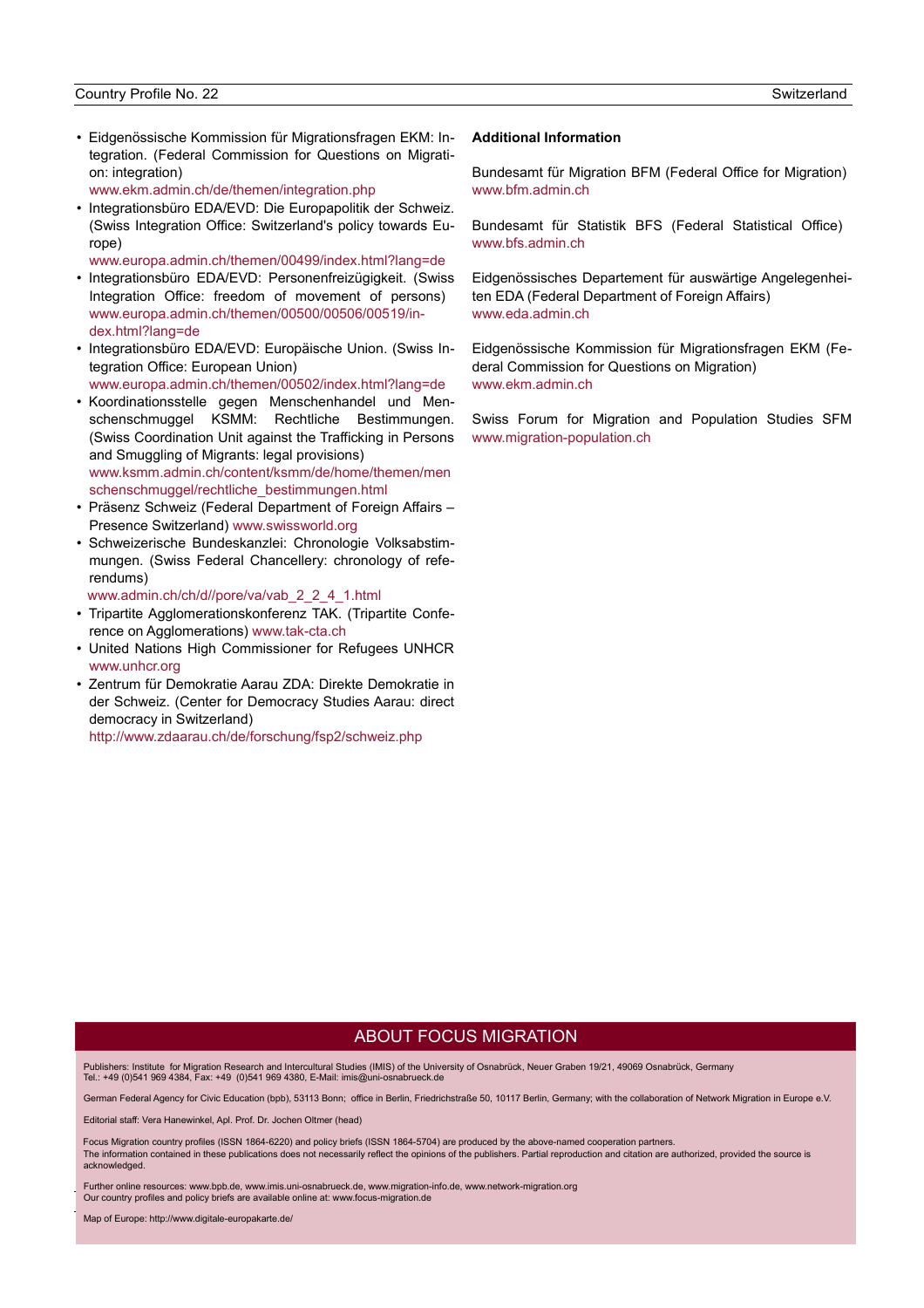- Eidgenössische Kommission für Migrationsfragen EKM: Integration. (Federal Commission for Questions on Migration: integration)
  www.ekm.admin.ch/de/themen/integration.php
- Integrationsbüro EDA/EVD: Die Europapolitik der Schweiz. (Swiss Integration Office: Switzerland's policy towards Europe)
  www.europa.admin.ch/themen/00499/index.html?lang=de
- Integrationsbüro EDA/EVD: Personenfreizügigkeit. (Swiss Integration Office: freedom of movement of persons)
  www.europa.admin.ch/themen/00500/00506/00519/index.html?lang=de
- Integrationsbüro EDA/EVD: Europäische Union. (Swiss Integration Office: European Union)
  www.europa.admin.ch/themen/00502/index.html?lang=de
- Koordinationsstelle gegen Menschenhandel und Menschenschmuggel KSMM: Rechtliche Bestimmungen. (Swiss Coordination Unit against the Trafficking in Persons and Smuggling of Migrants: legal provisions)
  www.ksmm.admin.ch/content/ksmm/de/home/themen/menschenschmuggel/rechtliche_bestimmungen.html
- Präsenz Schweiz (Federal Department of Foreign Affairs – Presence Switzerland) www.swissworld.org
- Schweizerische Bundeskanzlei: Chronologie Volksabstimmungen. (Swiss Federal Chancellery: chronology of referendums)
  www.admin.ch/ch/d//pore/va/vab_2_2_4_1.html
- Tripartite Agglomerationskonferenz TAK. (Tripartite Conference on Agglomerations) www.tak-cta.ch
- United Nations High Commissioner for Refugees UNHCR www.unhcr.org
- Zentrum für Demokratie Aarau ZDA: Direkte Demokratie in der Schweiz. (Center for Democracy Studies Aarau: direct democracy in Switzerland)
  http://www.zdaarau.ch/de/forschung/fsp2/schweiz.php

**Additional Information**

Bundesamt für Migration BFM (Federal Office for Migration)
www.bfm.admin.ch

Bundesamt für Statistik BFS (Federal Statistical Office)
www.bfs.admin.ch

Eidgenössisches Departement für auswärtige Angelegenheiten EDA (Federal Department of Foreign Affairs)
www.eda.admin.ch

Eidgenössische Kommission für Migrationsfragen EKM (Federal Commission for Questions on Migration)
www.ekm.admin.ch

Swiss Forum for Migration and Population Studies SFM
www.migration-population.ch

## ABOUT FOCUS MIGRATION

Publishers: Institute for Migration Research and Intercultural Studies (IMIS) of the University of Osnabrück, Neuer Graben 19/21, 49069 Osnabrück, Germany
Tel.: +49 (0)541 969 4384, Fax: +49 (0)541 969 4380, E-Mail: imis@uni-osnabrueck.de

German Federal Agency for Civic Education (bpb), 53113 Bonn; office in Berlin, Friedrichstraße 50, 10117 Berlin, Germany; with the collaboration of Network Migration in Europe e.V.

Editorial staff: Vera Hanewinkel, Apl. Prof. Dr. Jochen Oltmer (head)

Focus Migration country profiles (ISSN 1864-6220) and policy briefs (ISSN 1864-5704) are produced by the above-named cooperation partners.
The information contained in these publications does not necessarily reflect the opinions of the publishers. Partial reproduction and citation are authorized, provided the source is acknowledged.

Further online resources: www.bpb.de, www.imis.uni-osnabrueck.de, www.migration-info.de, www.network-migration.org
Our country profiles and policy briefs are available online at: www.focus-migration.de

Map of Europe: http://www.digitale-europakarte.de/